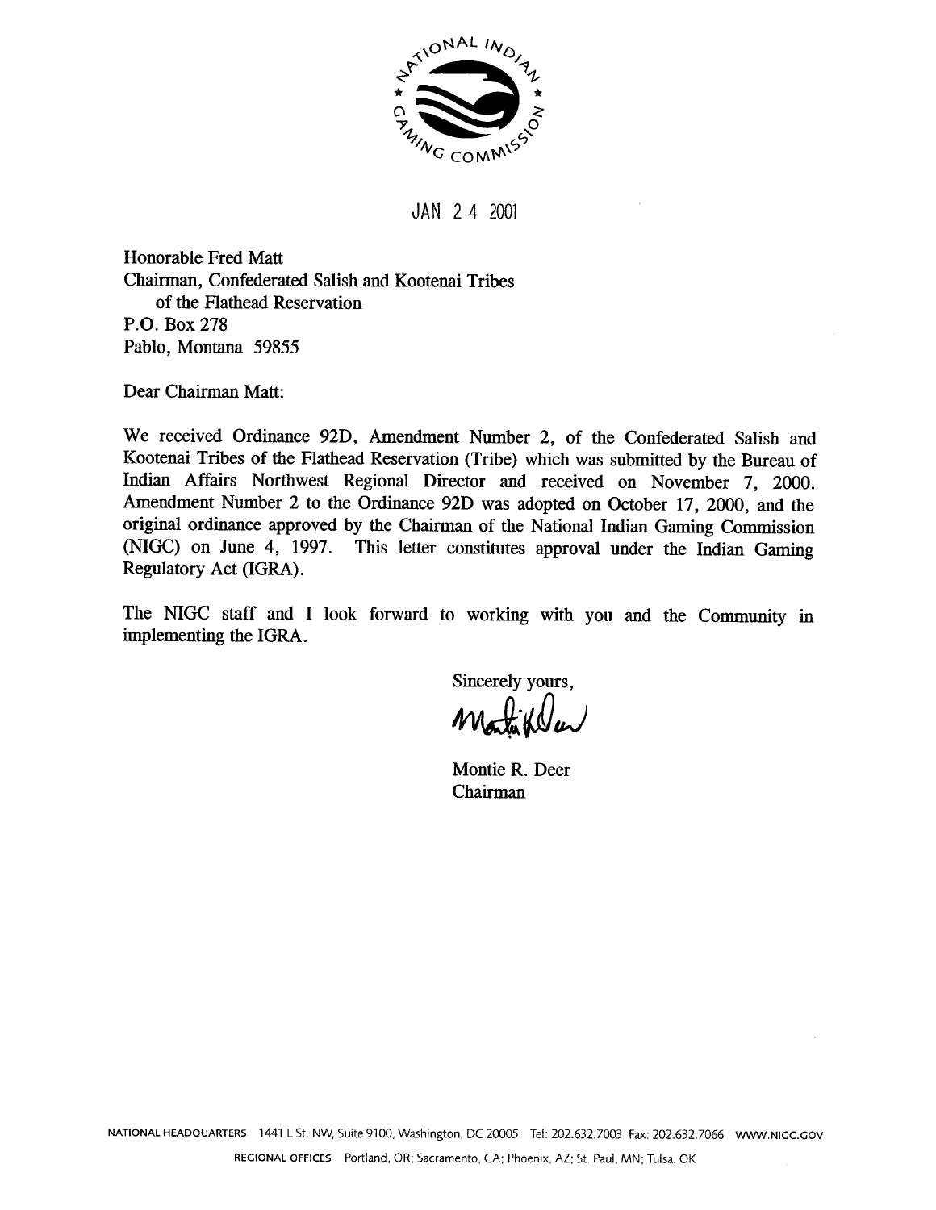NATIONAL INDIAN GAMING COMMISSION

JAN 24 2001

Honorable Fred Matt
Chairman, Confederated Salish and Kootenai Tribes
of the Flathead Reservation
P.O. Box 278
Pablo, Montana 59855

Dear Chairman Matt:

We received Ordinance 92D, Amendment Number 2, of the Confederated Salish and Kootenai Tribes of the Flathead Reservation (Tribe) which was submitted by the Bureau of Indian Affairs Northwest Regional Director and received on November 7, 2000. Amendment Number 2 to the Ordinance 92D was adopted on October 17, 2000, and the original ordinance approved by the Chairman of the National Indian Gaming Commission (NIGC) on June 4, 1997. This letter constitutes approval under the Indian Gaming Regulatory Act (IGRA).

The NIGC staff and I look forward to working with you and the Community in implementing the IGRA.

Sincerely yours,

Montie R. Deer
Chairman

NATIONAL HEADQUARTERS 1441 L St. NW, Suite 9100, Washington, DC 20005 Tel: 202.632.7003 Fax: 202.632.7066 WWW.NIGC.GOV

REGIONAL OFFICES Portland, OR; Sacramento, CA; Phoenix, AZ; St. Paul, MN; Tulsa, OK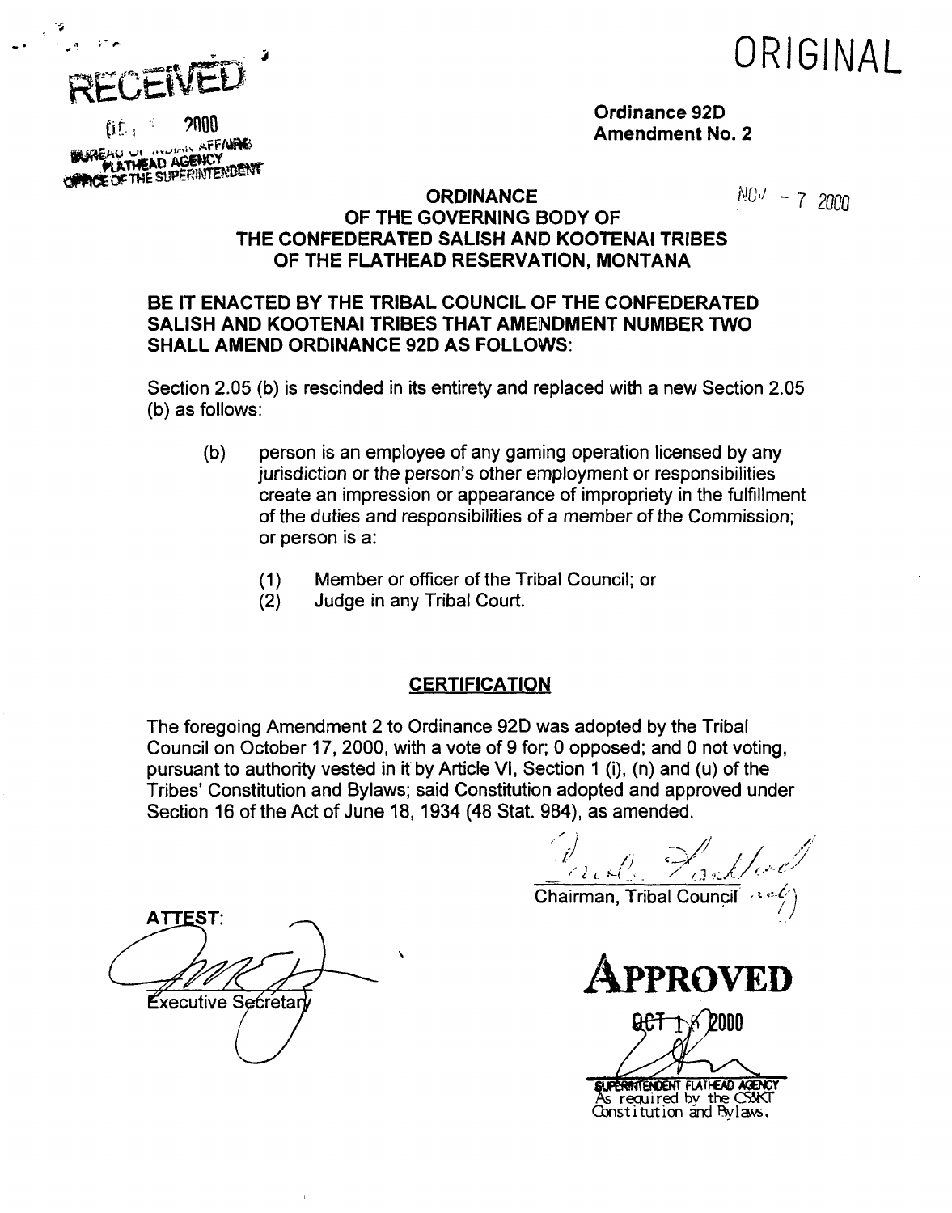RECEIVED

2000

BUREAU OF INDIAN AFFAIRS
FLATHEAD AGENCY
OFFICE OF THE SUPERINTENDENT

ORIGINAL

**Ordinance 92D**
**Amendment No. 2**

NOV - 7 2000

**ORDINANCE**
**OF THE GOVERNING BODY OF**
**THE CONFEDERATED SALISH AND KOOTENAI TRIBES**
**OF THE FLATHEAD RESERVATION, MONTANA**

**BE IT ENACTED BY THE TRIBAL COUNCIL OF THE CONFEDERATED SALISH AND KOOTENAI TRIBES THAT AMENDMENT NUMBER TWO SHALL AMEND ORDINANCE 92D AS FOLLOWS:**

Section 2.05 (b) is rescinded in its entirety and replaced with a new Section 2.05 (b) as follows:

(b) person is an employee of any gaming operation licensed by any jurisdiction or the person's other employment or responsibilities create an impression or appearance of impropriety in the fulfillment of the duties and responsibilities of a member of the Commission; or person is a:

(1) Member or officer of the Tribal Council; or
(2) Judge in any Tribal Court.

## CERTIFICATION

The foregoing Amendment 2 to Ordinance 92D was adopted by the Tribal Council on October 17, 2000, with a vote of 9 for; 0 opposed; and 0 not voting, pursuant to authority vested in it by Article VI, Section 1 (i), (n) and (u) of the Tribes' Constitution and Bylaws; said Constitution adopted and approved under Section 16 of the Act of June 18, 1934 (48 Stat. 984), as amended.

Chairman, Tribal Council

ATTEST:

Executive Secretary

**APPROVED**

OCT 1 2000

SUPERINTENDENT FLATHEAD AGENCY
As required by the CS&KT Constitution and Bylaws.